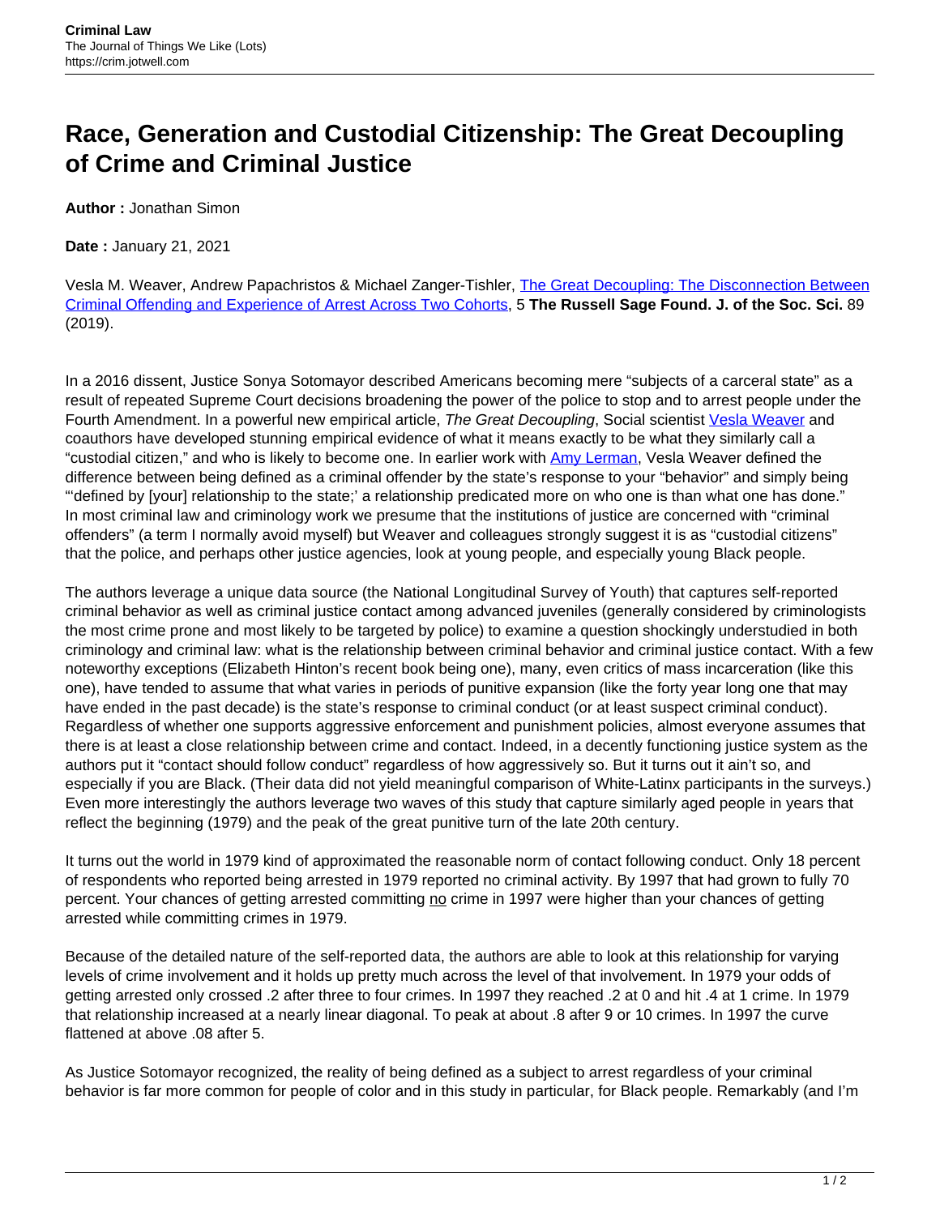# Race, Generation and Custodial Citizenship: The Great Decoupling of Crime and Criminal Justice

**Author :** Jonathan Simon

**Date :** January 21, 2021

Vesla M. Weaver, Andrew Papachristos & Michael Zanger-Tishler, The Great Decoupling: The Disconnection Between Criminal Offending and Experience of Arrest Across Two Cohorts, 5 **The Russell Sage Found. J. of the Soc. Sci.** 89 (2019).

In a 2016 dissent, Justice Sonya Sotomayor described Americans becoming mere "subjects of a carceral state" as a result of repeated Supreme Court decisions broadening the power of the police to stop and to arrest people under the Fourth Amendment. In a powerful new empirical article, *The Great Decoupling*, Social scientist Vesla Weaver and coauthors have developed stunning empirical evidence of what it means exactly to be what they similarly call a "custodial citizen," and who is likely to become one. In earlier work with Amy Lerman, Vesla Weaver defined the difference between being defined as a criminal offender by the state's response to your "behavior" and simply being "'defined by [your] relationship to the state;' a relationship predicated more on who one is than what one has done." In most criminal law and criminology work we presume that the institutions of justice are concerned with "criminal offenders" (a term I normally avoid myself) but Weaver and colleagues strongly suggest it is as "custodial citizens" that the police, and perhaps other justice agencies, look at young people, and especially young Black people.

The authors leverage a unique data source (the National Longitudinal Survey of Youth) that captures self-reported criminal behavior as well as criminal justice contact among advanced juveniles (generally considered by criminologists the most crime prone and most likely to be targeted by police) to examine a question shockingly understudied in both criminology and criminal law: what is the relationship between criminal behavior and criminal justice contact. With a few noteworthy exceptions (Elizabeth Hinton's recent book being one), many, even critics of mass incarceration (like this one), have tended to assume that what varies in periods of punitive expansion (like the forty year long one that may have ended in the past decade) is the state's response to criminal conduct (or at least suspect criminal conduct). Regardless of whether one supports aggressive enforcement and punishment policies, almost everyone assumes that there is at least a close relationship between crime and contact. Indeed, in a decently functioning justice system as the authors put it "contact should follow conduct" regardless of how aggressively so. But it turns out it ain't so, and especially if you are Black. (Their data did not yield meaningful comparison of White-Latinx participants in the surveys.) Even more interestingly the authors leverage two waves of this study that capture similarly aged people in years that reflect the beginning (1979) and the peak of the great punitive turn of the late 20th century.

It turns out the world in 1979 kind of approximated the reasonable norm of contact following conduct. Only 18 percent of respondents who reported being arrested in 1979 reported no criminal activity. By 1997 that had grown to fully 70 percent. Your chances of getting arrested committing <u>no</u> crime in 1997 were higher than your chances of getting arrested while committing crimes in 1979.

Because of the detailed nature of the self-reported data, the authors are able to look at this relationship for varying levels of crime involvement and it holds up pretty much across the level of that involvement. In 1979 your odds of getting arrested only crossed .2 after three to four crimes. In 1997 they reached .2 at 0 and hit .4 at 1 crime. In 1979 that relationship increased at a nearly linear diagonal. To peak at about .8 after 9 or 10 crimes. In 1997 the curve flattened at above .08 after 5.

As Justice Sotomayor recognized, the reality of being defined as a subject to arrest regardless of your criminal behavior is far more common for people of color and in this study in particular, for Black people. Remarkably (and I'm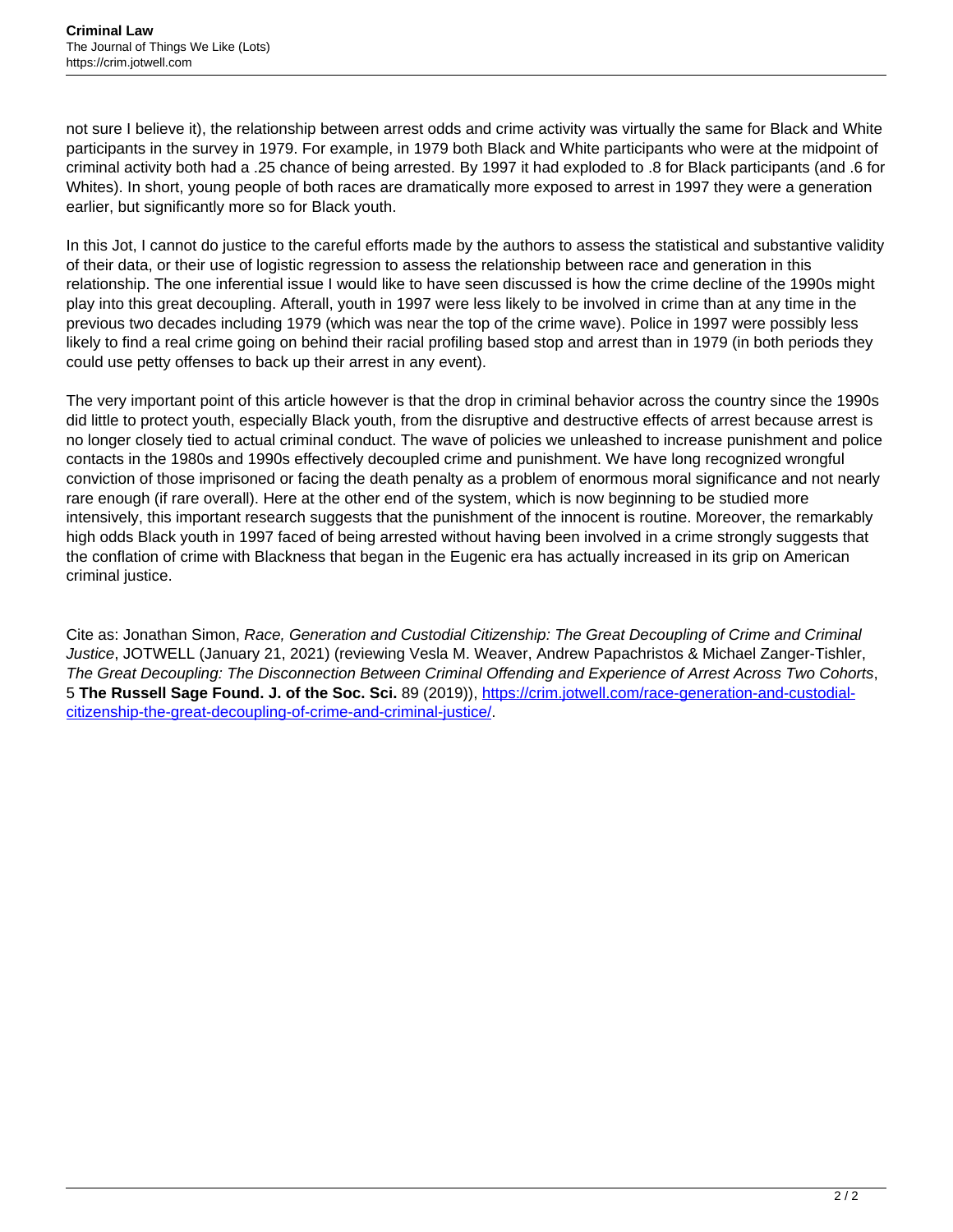not sure I believe it), the relationship between arrest odds and crime activity was virtually the same for Black and White participants in the survey in 1979. For example, in 1979 both Black and White participants who were at the midpoint of criminal activity both had a .25 chance of being arrested. By 1997 it had exploded to .8 for Black participants (and .6 for Whites). In short, young people of both races are dramatically more exposed to arrest in 1997 they were a generation earlier, but significantly more so for Black youth.

In this Jot, I cannot do justice to the careful efforts made by the authors to assess the statistical and substantive validity of their data, or their use of logistic regression to assess the relationship between race and generation in this relationship. The one inferential issue I would like to have seen discussed is how the crime decline of the 1990s might play into this great decoupling. Afterall, youth in 1997 were less likely to be involved in crime than at any time in the previous two decades including 1979 (which was near the top of the crime wave). Police in 1997 were possibly less likely to find a real crime going on behind their racial profiling based stop and arrest than in 1979 (in both periods they could use petty offenses to back up their arrest in any event).

The very important point of this article however is that the drop in criminal behavior across the country since the 1990s did little to protect youth, especially Black youth, from the disruptive and destructive effects of arrest because arrest is no longer closely tied to actual criminal conduct. The wave of policies we unleashed to increase punishment and police contacts in the 1980s and 1990s effectively decoupled crime and punishment. We have long recognized wrongful conviction of those imprisoned or facing the death penalty as a problem of enormous moral significance and not nearly rare enough (if rare overall). Here at the other end of the system, which is now beginning to be studied more intensively, this important research suggests that the punishment of the innocent is routine. Moreover, the remarkably high odds Black youth in 1997 faced of being arrested without having been involved in a crime strongly suggests that the conflation of crime with Blackness that began in the Eugenic era has actually increased in its grip on American criminal justice.

Cite as: Jonathan Simon, *Race, Generation and Custodial Citizenship: The Great Decoupling of Crime and Criminal Justice*, JOTWELL (January 21, 2021) (reviewing Vesla M. Weaver, Andrew Papachristos & Michael Zanger-Tishler, *The Great Decoupling: The Disconnection Between Criminal Offending and Experience of Arrest Across Two Cohorts*, 5 **The Russell Sage Found. J. of the Soc. Sci.** 89 (2019)), [https://crim.jotwell.com/race-generation-and-custodial-citizenship-the-great-decoupling-of-crime-and-criminal-justice/](https://crim.jotwell.com/race-generation-and-custodial-citizenship-the-great-decoupling-of-crime-and-criminal-justice/).